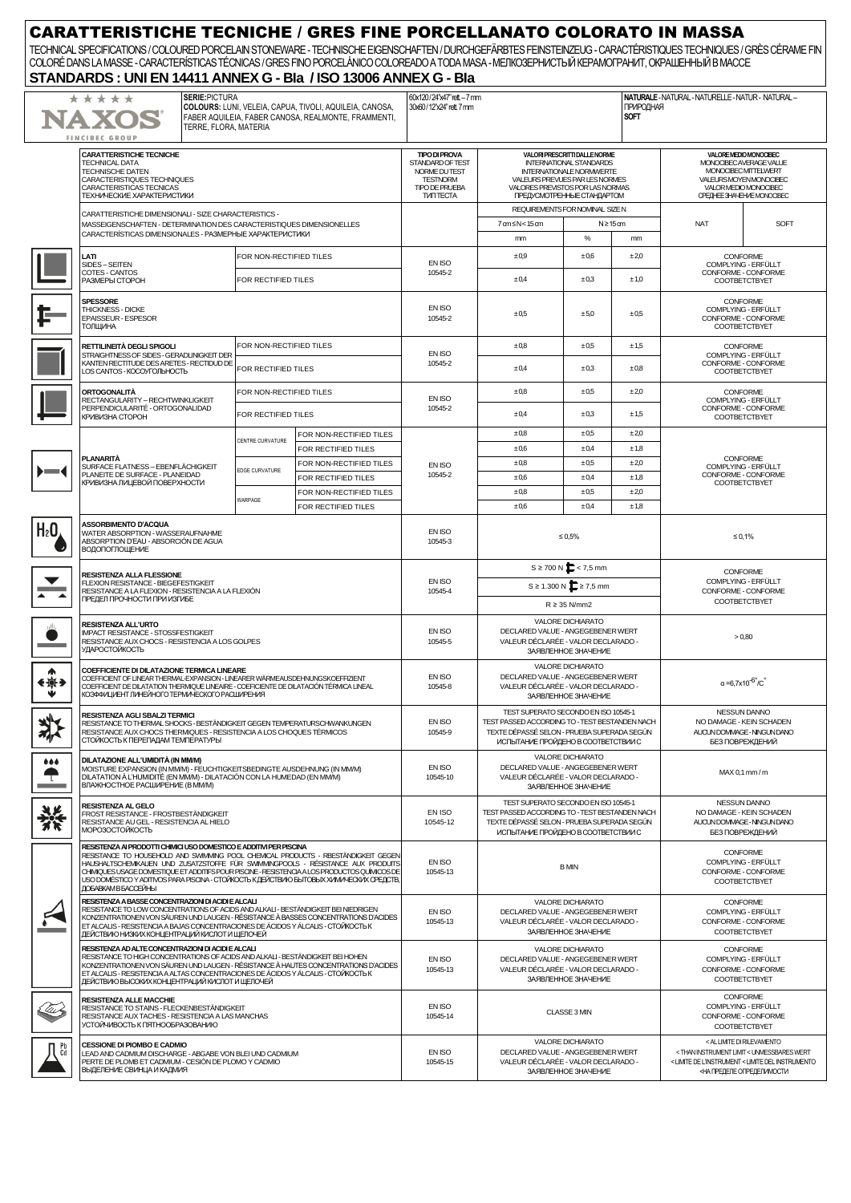# CARATTERISTICHE TECNICHE / GRES FINE PORCELLANATO COLORATO IN MASSA

TECHNICAL SPECIFICATIONS / COLOURED PORCELAIN STONEWARE - TECHNISCHE EIGENSCHAFTEN / DURCHGEFÄRBTES FEINSTEINZEUG - CARACTÉRISTIQUES TECHNIQUES / GRÈS CÉRAME FIN COLORÉ DANS LA MASSE - CARACTERÍSTICAS TÉCNICAS / GRES FINO PORCELÁNICO COLOREADO A TODA MASA - МЕЛКОЗЕРНИСТЫЙ КЕРАМОГРАНИТ, ОКРАШЕННЫЙ В МАССЕ

## STANDARDS : UNI EN 14411 ANNEX G - BIa / ISO 13006 ANNEX G - BIa

NAXOS – FINCIBEC GROUP

**SERIE:** PICTURA
**COLOURS:** LUNI, VELEIA, CAPUA, TIVOLI, AQUILEIA, CANOSA, FABER AQUILEIA, FABER CANOSA, REALMONTE, FRAMMENTI, TERRE, FLORA, MATERIA

60x120 / 24"x47" rett. – 7 mm
30x60 / 12"x24" rett. 7 mm

**NATURALE** - NATURAL - NATURELLE - NATUR - NATURAL – ПРИРОДНАЯ
**SOFT**

| CARATTERISTICHE TECNICHE / TECHNICAL DATA / TECHNISCHE DATEN / CARACTÉRISTIQUES TECHNIQUES / CARACTERÍSTICAS TECNICAS / ТЕХНИЧЕСКИЕ ХАРАКТЕРИСТИКИ | | | TIPO DI PROVA / STANDARD OF TEST / NORME DU TEST / TESTNORM / TIPO DE PRUEBA / ТИП ТЕСТА | VALORI PRESCRITTI DALLE NORME / INTERNATIONAL STANDARDS / INTERNATIONALE NORMWERTE / VALEURS PREVUES PAR LES NORMES / VALORES PREVISTOS POR LAS NORMAS / ПРЕДУСМОТРЕННЫЕ СТАНДАРТОМ | | | VALORE MEDIO MONOCIBEC / MONOCIBEC AVERAGE VALUE / MONOCIBEC MITTELWERT / VALEURS MOYEN MONOCIBEC / VALOR MEDIO MONOCIBEC / СРЕДНЕЕ ЗНАЧЕНИЕ MONOCIBEC | |
|---|---|---|---|---|---|---|---|---|
| CARATTERISTICHE DIMENSIONALI - SIZE CHARACTERISTICS - MASSEIGENSCHAFTEN - DETERMINATION DES CARACTERISTIQUES DIMENSIONELLES - CARACTERÍSTICAS DIMENSIONALES - РАЗМЕРНЫЕ ХАРАКТЕРИСТИКИ | | | | REQUIREMENTS FOR NOMINAL SIZE N | | | | |
| | | | | 7 cm ≤ N < 15 cm | N ≥ 15 cm | | NAT | SOFT |
| | | | | mm | % | mm | | |
| **LATI** SIDES – SEITEN COTES - CANTOS РАЗМЕРЫ СТОРОН | FOR NON-RECTIFIED TILES | | EN ISO 10545-2 | ±0,9 | ±0,6 | ±2,0 | CONFORME COMPLYING - ERFÜLLT CONFORME - CONFORME СООТВЕТСТВУЕТ | |
| | FOR RECTIFIED TILES | | | ±0,4 | ±0,3 | ±1,0 | | |
| **SPESSORE** THICKNESS - DICKE EPAISSEUR - ESPESOR ТОЛЩИНА | | | EN ISO 10545-2 | ±0,5 | ±5,0 | ±0,5 | CONFORME COMPLYING - ERFÜLLT CONFORME - CONFORME СООТВЕТСТВУЕТ | |
| **RETTILINEITÀ DEGLI SPIGOLI** STRAIGHTNESS OF SIDES - GERADLINIGKEIT DER KANTEN RECTITUDE DES ARETES - RECTIDUD DE LOS CANTOS - КОСОУГОЛЬНОСТЬ | FOR NON-RECTIFIED TILES | | EN ISO 10545-2 | ±0,8 | ±0,5 | ±1,5 | CONFORME COMPLYING - ERFÜLLT CONFORME - CONFORME СООТВЕТСТВУЕТ | |
| | FOR RECTIFIED TILES | | | ±0,4 | ±0,3 | ±0,8 | | |
| **ORTOGONALITÀ** RECTANGULARITY – RECHTWINKLIGKEIT PERPENDICULARITÉ - ORTOGONALIDAD КРИВИЗНА СТОРОН | FOR NON-RECTIFIED TILES | | EN ISO 10545-2 | ±0,8 | ±0,5 | ±2,0 | CONFORME COMPLYING - ERFÜLLT CONFORME - CONFORME СООТВЕТСТВУЕТ | |
| | FOR RECTIFIED TILES | | | ±0,4 | ±0,3 | ±1,5 | | |
| **PLANARITÀ** SURFACE FLATNESS – EBENFLÄCHIGKEIT PLANEITE DE SURFACE - PLANEIDAD КРИВИЗНА ЛИЦЕВОЙ ПОВЕРХНОСТИ | CENTRE CURVATURE | FOR NON-RECTIFIED TILES | EN ISO 10545-2 | ±0,8 | ±0,5 | ±2,0 | CONFORME COMPLYING - ERFÜLLT CONFORME - CONFORME СООТВЕТСТВУЕТ | |
| | | FOR RECTIFIED TILES | | ±0,6 | ±0,4 | ±1,8 | | |
| | EDGE CURVATURE | FOR NON-RECTIFIED TILES | | ±0,8 | ±0,5 | ±2,0 | | |
| | | FOR RECTIFIED TILES | | ±0,6 | ±0,4 | ±1,8 | | |
| | WARPAGE | FOR NON-RECTIFIED TILES | | ±0,8 | ±0,5 | ±2,0 | | |
| | | FOR RECTIFIED TILES | | ±0,6 | ±0,4 | ±1,8 | | |
| **ASSORBIMENTO D'ACQUA** WATER ABSORPTION - WASSERAUFNAHME ABSORPTION D'EAU - ABSORCIÓN DE AGUA ВОДОПОГЛОЩЕНИЕ | | | EN ISO 10545-3 | ≤ 0,5% | | | ≤ 0,1% | |
| **RESISTENZA ALLA FLESSIONE** FLEXION RESISTANCE - BIEGEFESTIGKEIT RESISTANCE A LA FLEXION - RESISTENCIA A LA FLEXIÓN ПРЕДЕЛ ПРОЧНОСТИ ПРИ ИЗГИБЕ | | | EN ISO 10545-4 | S ≥ 700 N (< 7,5 mm) / S ≥ 1.300 N (≥ 7,5 mm) / R ≥ 35 N/mm2 | | | CONFORME COMPLYING - ERFÜLLT CONFORME - CONFORME СООТВЕТСТВУЕТ | |
| **RESISTENZA ALL'URTO** IMPACT RESISTANCE - STOSSFESTIGKEIT RESISTANCE AUX CHOCS - RESISTENCIA A LOS GOLPES УДАРОСТОЙКОСТЬ | | | EN ISO 10545-5 | VALORE DICHIARATO DECLARED VALUE - ANGEGEBENER WERT VALEUR DÉCLARÉE - VALOR DECLARADO - ЗАЯВЛЕННОЕ ЗНАЧЕНИЕ | | | > 0,80 | |
| **COEFFICIENTE DI DILATAZIONE TERMICA LINEARE** COEFFICIENT OF LINEAR THERMAL-EXPANSION - LINEARER WÄRMEAUSDEHNUNGSKOEFFIZIENT COEFFICIENT DE DILATATION THERMIQUE LINEAIRE - COEFICIENTE DE DILATACIÓN TÉRMICA LINEAL КОЭФФИЦИЕНТ ЛИНЕЙНОГО ТЕРМИЧЕСКОГО РАСШИРЕНИЯ | | | EN ISO 10545-8 | VALORE DICHIARATO DECLARED VALUE - ANGEGEBENER WERT VALEUR DÉCLARÉE - VALOR DECLARADO - ЗАЯВЛЕННОЕ ЗНАЧЕНИЕ | | | $\alpha = 6{,}7 \times 10^{-6}$ °/C° | |
| **RESISTENZA AGLI SBALZI TERMICI** RESISTANCE TO THERMAL SHOCKS - BESTÄNDIGKEIT GEGEN TEMPERATURSCHWANKUNGEN RESISTANCE AUX CHOCS THERMIQUES - RESISTENCIA A LOS CHOQUES TÉRMICOS СТОЙКОСТЬ К ПЕРЕПАДАМ ТЕМПЕРАТУРЫ | | | EN ISO 10545-9 | TEST SUPERATO SECONDO EN ISO 10545-1 TEST PASSED ACCORDING TO - TEST BESTANDEN NACH TEXTE DÉPASSÉ SELON - PRUEBA SUPERADA SEGÚN ИСПЫТАНИЕ ПРОЙДЕНО В СООТВЕТСТВИИ С | | | NESSUN DANNO NO DAMAGE - KEIN SCHADEN AUCUN DOMMAGE - NINGUN DANO БЕЗ ПОВРЕЖДЕНИЙ | |
| **DILATAZIONE ALL'UMIDITÀ (IN MM/M)** MOISTURE EXPANSION (IN MM/M) - FEUCHTIGKEITSBEDINGTE AUSDEHNUNG (IN MM/M) DILATATION À L'HUMIDITÉ (EN MM/M) - DILATACIÓN CON LA HUMEDAD (EN MM/M) ВЛАЖНОСТНОЕ РАСШИРЕНИЕ (В ММ/М) | | | EN ISO 10545-10 | VALORE DICHIARATO DECLARED VALUE - ANGEGEBENER WERT VALEUR DÉCLARÉE - VALOR DECLARADO - ЗАЯВЛЕННОЕ ЗНАЧЕНИЕ | | | MAX 0,1 mm / m | |
| **RESISTENZA AL GELO** FROST RESISTANCE - FROSTBESTÄNDIGKEIT RESISTANCE AU GEL - RESISTENCIA AL HIELO МОРОЗОСТОЙКОСТЬ | | | EN ISO 10545-12 | TEST SUPERATO SECONDO EN ISO 10545-1 TEST PASSED ACCORDING TO - TEST BESTANDEN NACH TEXTE DÉPASSÉ SELON - PRUEBA SUPERADA SEGÚN ИСПЫТАНИЕ ПРОЙДЕНО В СООТВЕТСТВИИ С | | | NESSUN DANNO NO DAMAGE - KEIN SCHADEN AUCUN DOMMAGE - NINGUN DANO БЕЗ ПОВРЕЖДЕНИЙ | |
| **RESISTENZA AI PRODOTTI CHIMICI USO DOMESTICO E ADDITIVI PER PISCINA** RESISTANCE TO HOUSEHOLD AND SWIMMING POOL CHEMICAL PRODUCTS - RBESTÄNDIGKEIT GEGEN HAUSHALTSCHEMIKALIEN UND ZUSATZSTOFFE FÜR SWIMMINGPOOLS - RÉSISTANCE AUX PRODUITS CHIMIQUES USAGE DOMESTIQUE ET ADDITIFS POUR PISCINE - RESISTENCIA A LOS PRODUCTOS QUIMICOS DE USO DOMÉSTICO Y ADITIVOS PARA PISCINA - СТОЙКОСТЬ К ДЕЙСТВИЮ БЫТОВЫХ ХИМИЧЕСКИХ СРЕДСТВ, ДОБАВКАМ В БАССЕЙНЫ | | | EN ISO 10545-13 | B MIN | | | CONFORME COMPLYING - ERFÜLLT CONFORME - CONFORME СООТВЕТСТВУЕТ | |
| **RESISTENZA A BASSE CONCENTRAZIONI DI ACIDI E ALCALI** RESISTANCE TO LOW CONCENTRATIONS OF ACIDS AND ALKALI - BESTÄNDIGKEIT BEI NIEDRIGEN KONZENTRATIONEN VON SÄUREN UND LAUGEN - RÉSISTANCE À BASSES CONCENTRATIONS D'ACIDES ET ALCALIS - RESISTENCIA A BAJAS CONCENTRACIONES DE ÁCIDOS Y ÁLCALIS - СТОЙКОСТЬ К ДЕЙСТВИЮ НИЗКИХ КОНЦЕНТРАЦИЙ КИСЛОТ И ЩЕЛОЧЕЙ | | | EN ISO 10545-13 | VALORE DICHIARATO DECLARED VALUE - ANGEGEBENER WERT VALEUR DÉCLARÉE - VALOR DECLARADO - ЗАЯВЛЕННОЕ ЗНАЧЕНИЕ | | | CONFORME COMPLYING - ERFÜLLT CONFORME - CONFORME СООТВЕТСТВУЕТ | |
| **RESISTENZA AD ALTE CONCENTRAZIONI DI ACIDI E ALCALI** RESISTANCE TO HIGH CONCENTRATIONS OF ACIDS AND ALKALI - BESTÄNDIGKEIT BEI HOHEN KONZENTRATIONEN VON SÄUREN UND LAUGEN - RÉSISTANCE À HAUTES CONCENTRATIONS D'ACIDES ET ALCALIS - RESISTENCIA A ALTAS CONCENTRACIONES DE ÁCIDOS Y ÁLCALIS - СТОЙКОСТЬ К ДЕЙСТВИЮ ВЫСОКИХ КОНЦЕНТРАЦИЙ КИСЛОТ И ЩЕЛОЧЕЙ | | | EN ISO 10545-13 | VALORE DICHIARATO DECLARED VALUE - ANGEGEBENER WERT VALEUR DÉCLARÉE - VALOR DECLARADO - ЗАЯВЛЕННОЕ ЗНАЧЕНИЕ | | | CONFORME COMPLYING - ERFÜLLT CONFORME - CONFORME СООТВЕТСТВУЕТ | |
| **RESISTENZA ALLE MACCHIE** RESISTANCE TO STAINS - FLECKENBESTÄNDIGKEIT RESISTANCE AUX TACHES - RESISTENCIA A LAS MANCHAS УСТОЙЧИВОСТЬ К ПЯТНООБРАЗОВАНИЮ | | | EN ISO 10545-14 | CLASSE 3 MIN | | | CONFORME COMPLYING - ERFÜLLT CONFORME - CONFORME СООТВЕТСТВУЕТ | |
| **CESSIONE DI PIOMBO E CADMIO** LEAD AND CADMIUM DISCHARGE - ABGABE VON BLEI UND CADMIUM PERTE DE PLOMB ET CADMIUM - CESIÓN DE PLOMO Y CADMIO ВЫДЕЛЕНИЕ СВИНЦА И КАДМИЯ | | | EN ISO 10545-15 | VALORE DICHIARATO DECLARED VALUE - ANGEGEBENER WERT VALEUR DÉCLARÉE - VALOR DECLARADO - ЗАЯВЛЕННОЕ ЗНАЧЕНИЕ | | | < AL LIMITE DI RILEVAMENTO < THAN INSTRUMENT LIMIT < UNMESSBARES WERT < LIMITE DE L'INSTRUMENT < LIMITE DEL INSTRUMENTO <НА ПРЕДЕЛЕ ОПРЕДЕЛИМОСТИ | |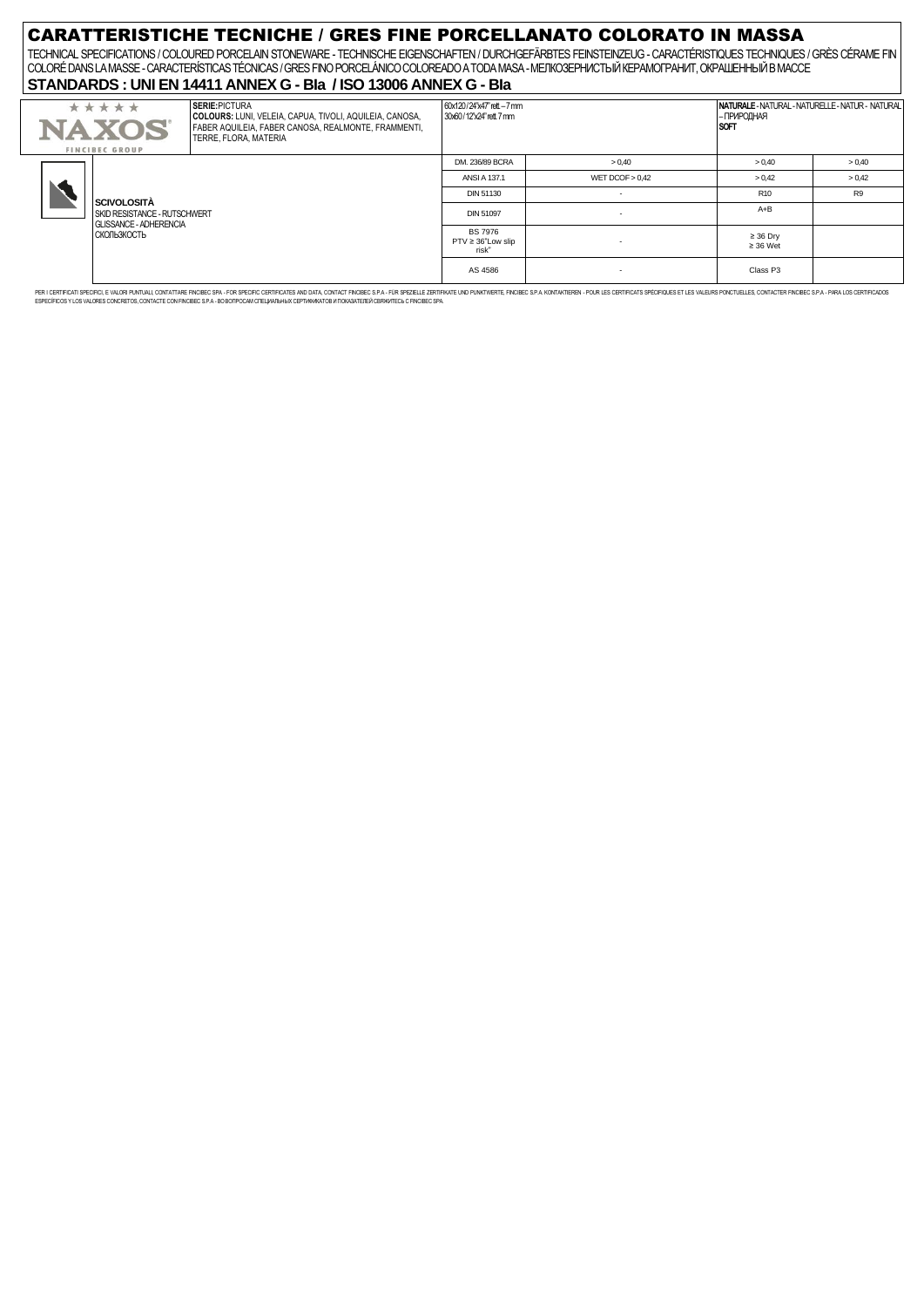# CARATTERISTICHE TECNICHE / GRES FINE PORCELLANATO COLORATO IN MASSA

TECHNICAL SPECIFICATIONS / COLOURED PORCELAIN STONEWARE - TECHNISCHE EIGENSCHAFTEN / DURCHGEFÄRBTES FEINSTEINZEUG - CARACTÉRISTIQUES TECHNIQUES / GRÈS CÉRAME FIN COLORÉ DANS LA MASSE - CARACTERÍSTICAS TÉCNICAS / GRES FINO PORCELÁNICO COLOREADO A TODA MASA - МЕЛКОЗЕРНИСТЫЙ КЕРАМОГРАНИТ, ОКРАШЕННЫЙ В МАССЕ

**STANDARDS : UNI EN 14411 ANNEX G - BIa / ISO 13006 ANNEX G - BIa**

| NAXOS FINCIBEC GROUP | **SERIE:** PICTURA **COLOURS:** LUNI, VELEIA, CAPUA, TIVOLI, AQUILEIA, CANOSA, FABER AQUILEIA, FABER CANOSA, REALMONTE, FRAMMENTI, TERRE, FLORA, MATERIA | 60x120 / 24"x47" rett. – 7 mm 30x60 / 12"x24" rett. 7 mm | | **NATURALE** - NATURAL - NATURELLE - NATUR - NATURAL – ПРИРОДНАЯ **SOFT** | |
|---|---|---|---|---|---|
| | **SCIVOLOSITÀ** SKID RESISTANCE - RUTSCHWERT GLISSANCE - ADHERENCIA СКОЛЬЗКОСТЬ | DM. 236/89 BCRA | > 0,40 | > 0,40 | > 0,40 |
| | | ANSI A 137.1 | WET DCOF > 0,42 | > 0,42 | > 0,42 |
| | | DIN 51130 | - | R10 | R9 |
| | | DIN 51097 | - | A+B | |
| | | BS 7976 PTV ≥ 36"Low slip risk" | - | ≥ 36 Dry ≥ 36 Wet | |
| | | AS 4586 | - | Class P3 | |

PER I CERTIFICATI SPECIFICI, E VALORI PUNTUALI, CONTATTARE FINCIBEC SPA - FOR SPECIFIC CERTIFICATES AND DATA, CONTACT FINCIBEC S.P.A - FÜR SPEZIELLE ZERTIFIKATE UND PUNKTWERTE, FINCIBEC S.P.A. KONTAKTIEREN - POUR LES CERTIFICATS SPÉCIFIQUES ET LES VALEURS PONCTUELLES, CONTACTER FINCIBEC S.P.A - PARA LOS CERTIFICADOS ESPECÍFICOS Y LOS VALORES CONCRETOS, CONTACTE CON FINCIBEC S.P.A - ВО ВОПРОСАМ СПЕЦИАЛЬНЫХ СЕРТИФИКАТОВ И ПОКАЗАТЕЛЕЙ СВЯЖИТЕСЬ С FINCIBEC SPA.